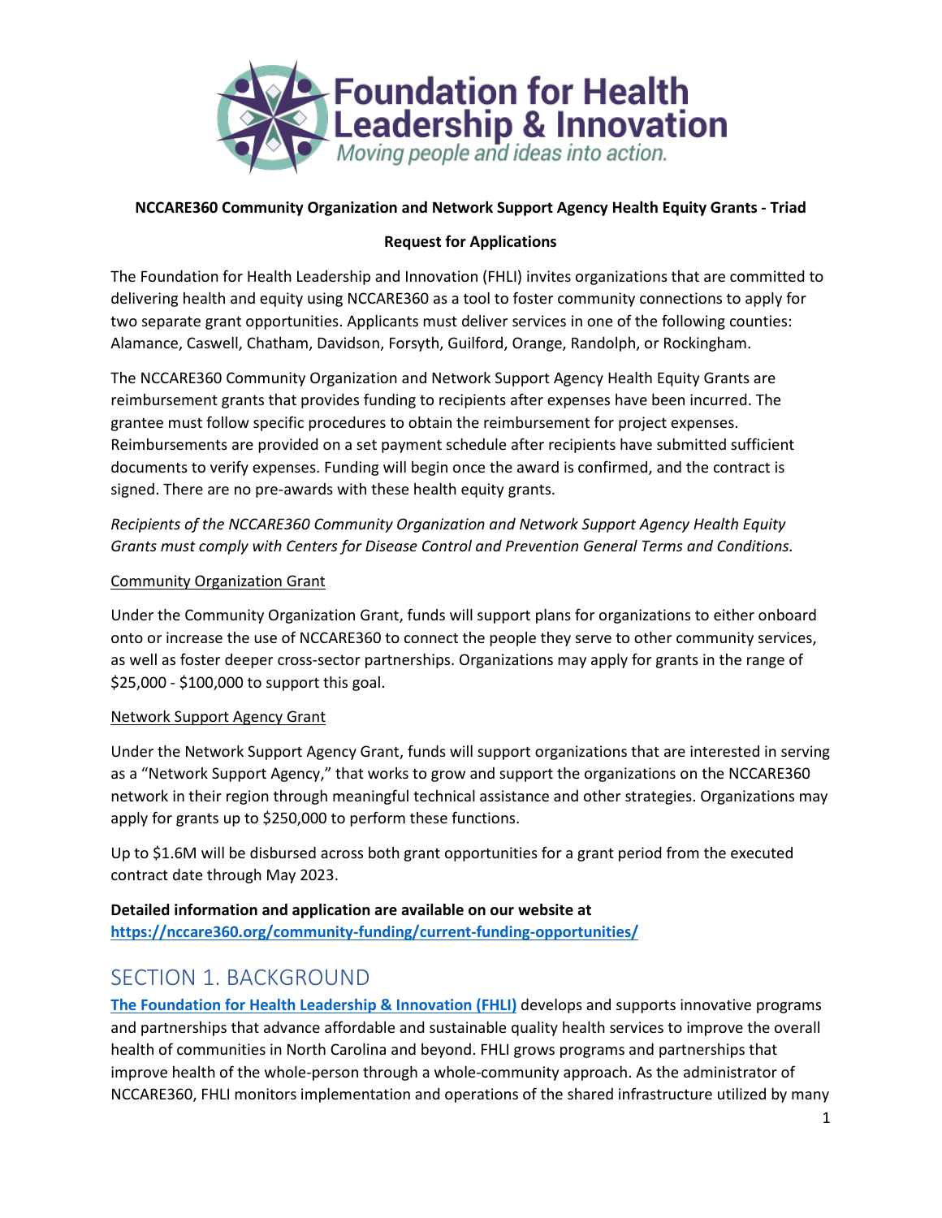**NCCARE360 Community Organization and Network Support Agency Health Equity Grants - Triad**

**Request for Applications**

The Foundation for Health Leadership and Innovation (FHLI) invites organizations that are committed to delivering health and equity using NCCARE360 as a tool to foster community connections to apply for two separate grant opportunities. Applicants must deliver services in one of the following counties: Alamance, Caswell, Chatham, Davidson, Forsyth, Guilford, Orange, Randolph, or Rockingham.

The NCCARE360 Community Organization and Network Support Agency Health Equity Grants are reimbursement grants that provides funding to recipients after expenses have been incurred. The grantee must follow specific procedures to obtain the reimbursement for project expenses. Reimbursements are provided on a set payment schedule after recipients have submitted sufficient documents to verify expenses. Funding will begin once the award is confirmed, and the contract is signed. There are no pre-awards with these health equity grants.

*Recipients of the NCCARE360 Community Organization and Network Support Agency Health Equity Grants must comply with Centers for Disease Control and Prevention General Terms and Conditions.*

Community Organization Grant

Under the Community Organization Grant, funds will support plans for organizations to either onboard onto or increase the use of NCCARE360 to connect the people they serve to other community services, as well as foster deeper cross-sector partnerships. Organizations may apply for grants in the range of $25,000 - $100,000 to support this goal.

Network Support Agency Grant

Under the Network Support Agency Grant, funds will support organizations that are interested in serving as a "Network Support Agency," that works to grow and support the organizations on the NCCARE360 network in their region through meaningful technical assistance and other strategies. Organizations may apply for grants up to $250,000 to perform these functions.

Up to $1.6M will be disbursed across both grant opportunities for a grant period from the executed contract date through May 2023.

**Detailed information and application are available on our website at [https://nccare360.org/community-funding/current-funding-opportunities/](https://nccare360.org/community-funding/current-funding-opportunities/)**

# SECTION 1. BACKGROUND

[The Foundation for Health Leadership & Innovation (FHLI)](#) develops and supports innovative programs and partnerships that advance affordable and sustainable quality health services to improve the overall health of communities in North Carolina and beyond. FHLI grows programs and partnerships that improve health of the whole-person through a whole-community approach. As the administrator of NCCARE360, FHLI monitors implementation and operations of the shared infrastructure utilized by many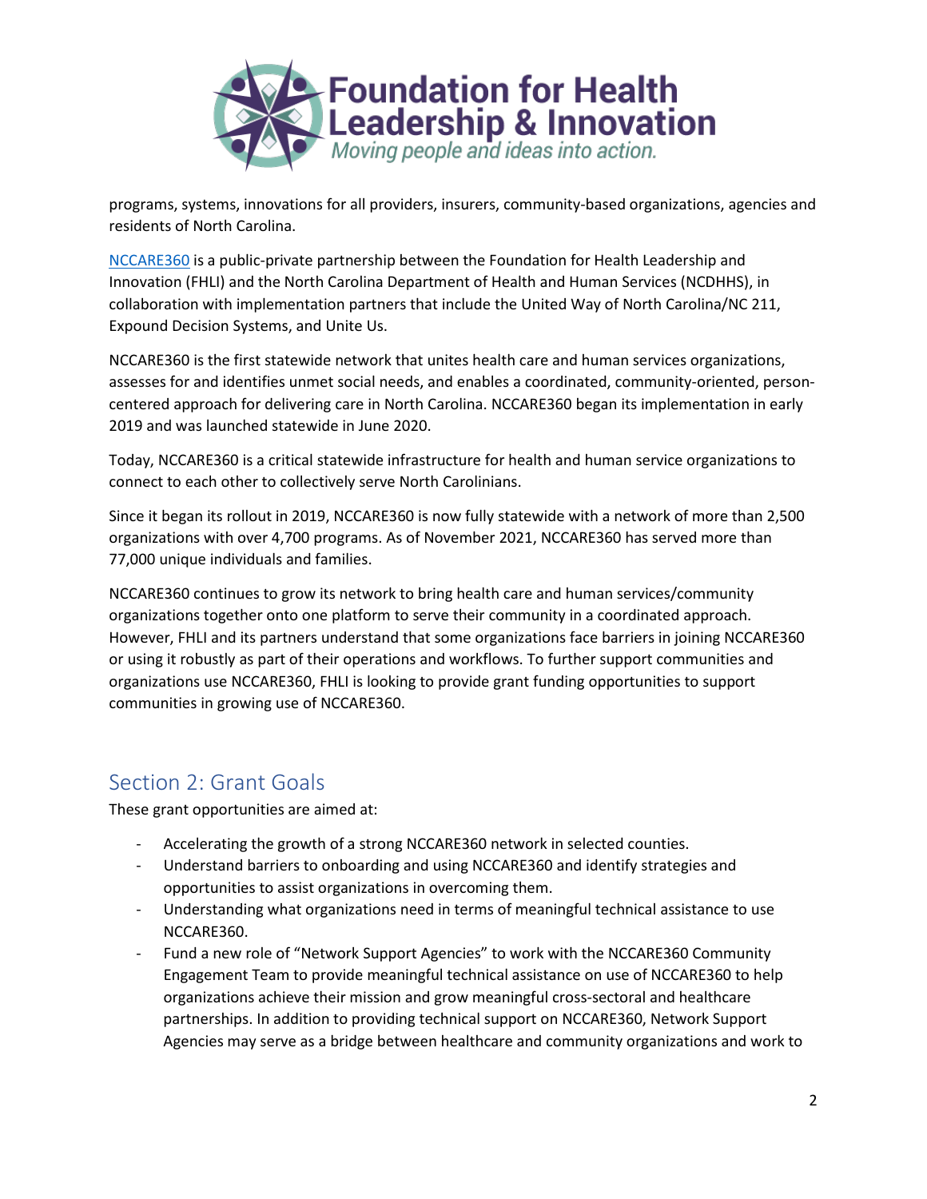programs, systems, innovations for all providers, insurers, community-based organizations, agencies and residents of North Carolina.

NCCARE360 is a public-private partnership between the Foundation for Health Leadership and Innovation (FHLI) and the North Carolina Department of Health and Human Services (NCDHHS), in collaboration with implementation partners that include the United Way of North Carolina/NC 211, Expound Decision Systems, and Unite Us.

NCCARE360 is the first statewide network that unites health care and human services organizations, assesses for and identifies unmet social needs, and enables a coordinated, community-oriented, person-centered approach for delivering care in North Carolina. NCCARE360 began its implementation in early 2019 and was launched statewide in June 2020.

Today, NCCARE360 is a critical statewide infrastructure for health and human service organizations to connect to each other to collectively serve North Carolinians.

Since it began its rollout in 2019, NCCARE360 is now fully statewide with a network of more than 2,500 organizations with over 4,700 programs. As of November 2021, NCCARE360 has served more than 77,000 unique individuals and families.

NCCARE360 continues to grow its network to bring health care and human services/community organizations together onto one platform to serve their community in a coordinated approach. However, FHLI and its partners understand that some organizations face barriers in joining NCCARE360 or using it robustly as part of their operations and workflows. To further support communities and organizations use NCCARE360, FHLI is looking to provide grant funding opportunities to support communities in growing use of NCCARE360.

## Section 2: Grant Goals

These grant opportunities are aimed at:

- Accelerating the growth of a strong NCCARE360 network in selected counties.
- Understand barriers to onboarding and using NCCARE360 and identify strategies and opportunities to assist organizations in overcoming them.
- Understanding what organizations need in terms of meaningful technical assistance to use NCCARE360.
- Fund a new role of "Network Support Agencies" to work with the NCCARE360 Community Engagement Team to provide meaningful technical assistance on use of NCCARE360 to help organizations achieve their mission and grow meaningful cross-sectoral and healthcare partnerships. In addition to providing technical support on NCCARE360, Network Support Agencies may serve as a bridge between healthcare and community organizations and work to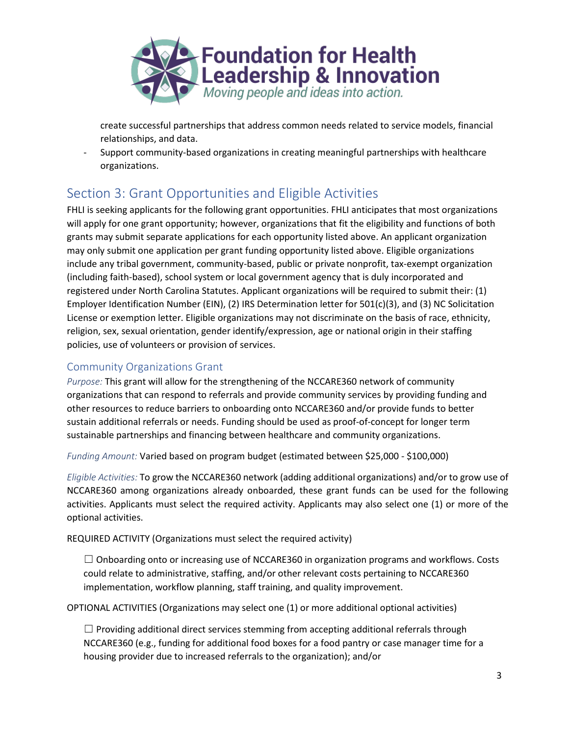create successful partnerships that address common needs related to service models, financial relationships, and data.

- Support community-based organizations in creating meaningful partnerships with healthcare organizations.

## Section 3: Grant Opportunities and Eligible Activities

FHLI is seeking applicants for the following grant opportunities. FHLI anticipates that most organizations will apply for one grant opportunity; however, organizations that fit the eligibility and functions of both grants may submit separate applications for each opportunity listed above. An applicant organization may only submit one application per grant funding opportunity listed above. Eligible organizations include any tribal government, community-based, public or private nonprofit, tax-exempt organization (including faith-based), school system or local government agency that is duly incorporated and registered under North Carolina Statutes. Applicant organizations will be required to submit their: (1) Employer Identification Number (EIN), (2) IRS Determination letter for 501(c)(3), and (3) NC Solicitation License or exemption letter. Eligible organizations may not discriminate on the basis of race, ethnicity, religion, sex, sexual orientation, gender identify/expression, age or national origin in their staffing policies, use of volunteers or provision of services.

### Community Organizations Grant

*Purpose:* This grant will allow for the strengthening of the NCCARE360 network of community organizations that can respond to referrals and provide community services by providing funding and other resources to reduce barriers to onboarding onto NCCARE360 and/or provide funds to better sustain additional referrals or needs. Funding should be used as proof-of-concept for longer term sustainable partnerships and financing between healthcare and community organizations.

*Funding Amount:* Varied based on program budget (estimated between $25,000 - $100,000)

*Eligible Activities:* To grow the NCCARE360 network (adding additional organizations) and/or to grow use of NCCARE360 among organizations already onboarded, these grant funds can be used for the following activities. Applicants must select the required activity. Applicants may also select one (1) or more of the optional activities.

REQUIRED ACTIVITY (Organizations must select the required activity)

☐ Onboarding onto or increasing use of NCCARE360 in organization programs and workflows. Costs could relate to administrative, staffing, and/or other relevant costs pertaining to NCCARE360 implementation, workflow planning, staff training, and quality improvement.

OPTIONAL ACTIVITIES (Organizations may select one (1) or more additional optional activities)

☐ Providing additional direct services stemming from accepting additional referrals through NCCARE360 (e.g., funding for additional food boxes for a food pantry or case manager time for a housing provider due to increased referrals to the organization); and/or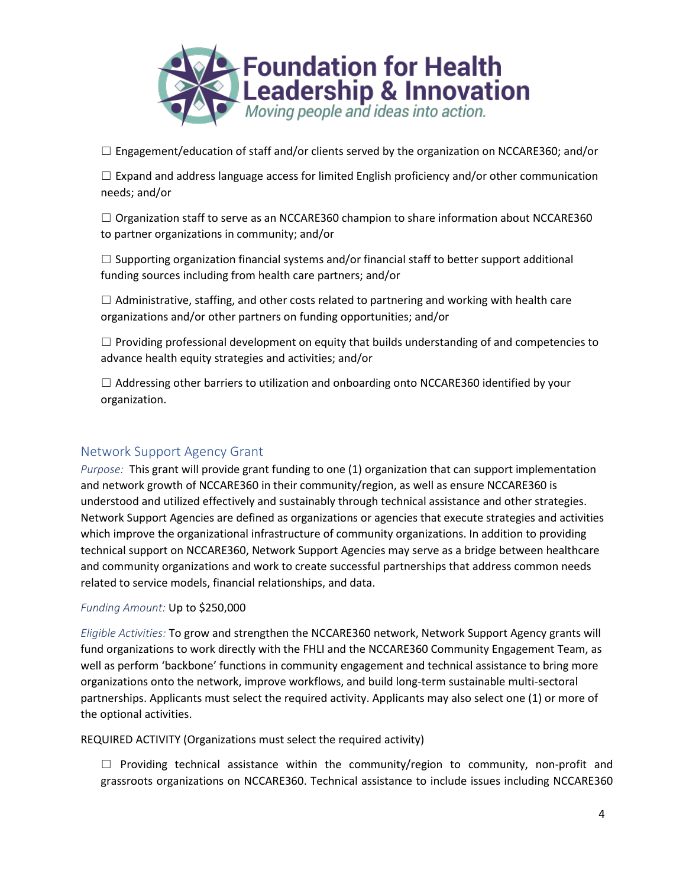☐ Engagement/education of staff and/or clients served by the organization on NCCARE360; and/or

☐ Expand and address language access for limited English proficiency and/or other communication needs; and/or

☐ Organization staff to serve as an NCCARE360 champion to share information about NCCARE360 to partner organizations in community; and/or

☐ Supporting organization financial systems and/or financial staff to better support additional funding sources including from health care partners; and/or

☐ Administrative, staffing, and other costs related to partnering and working with health care organizations and/or other partners on funding opportunities; and/or

☐ Providing professional development on equity that builds understanding of and competencies to advance health equity strategies and activities; and/or

☐ Addressing other barriers to utilization and onboarding onto NCCARE360 identified by your organization.

## Network Support Agency Grant

*Purpose:* This grant will provide grant funding to one (1) organization that can support implementation and network growth of NCCARE360 in their community/region, as well as ensure NCCARE360 is understood and utilized effectively and sustainably through technical assistance and other strategies. Network Support Agencies are defined as organizations or agencies that execute strategies and activities which improve the organizational infrastructure of community organizations. In addition to providing technical support on NCCARE360, Network Support Agencies may serve as a bridge between healthcare and community organizations and work to create successful partnerships that address common needs related to service models, financial relationships, and data.

*Funding Amount:* Up to $250,000

*Eligible Activities:* To grow and strengthen the NCCARE360 network, Network Support Agency grants will fund organizations to work directly with the FHLI and the NCCARE360 Community Engagement Team, as well as perform 'backbone' functions in community engagement and technical assistance to bring more organizations onto the network, improve workflows, and build long-term sustainable multi-sectoral partnerships. Applicants must select the required activity. Applicants may also select one (1) or more of the optional activities.

REQUIRED ACTIVITY (Organizations must select the required activity)

☐ Providing technical assistance within the community/region to community, non-profit and grassroots organizations on NCCARE360. Technical assistance to include issues including NCCARE360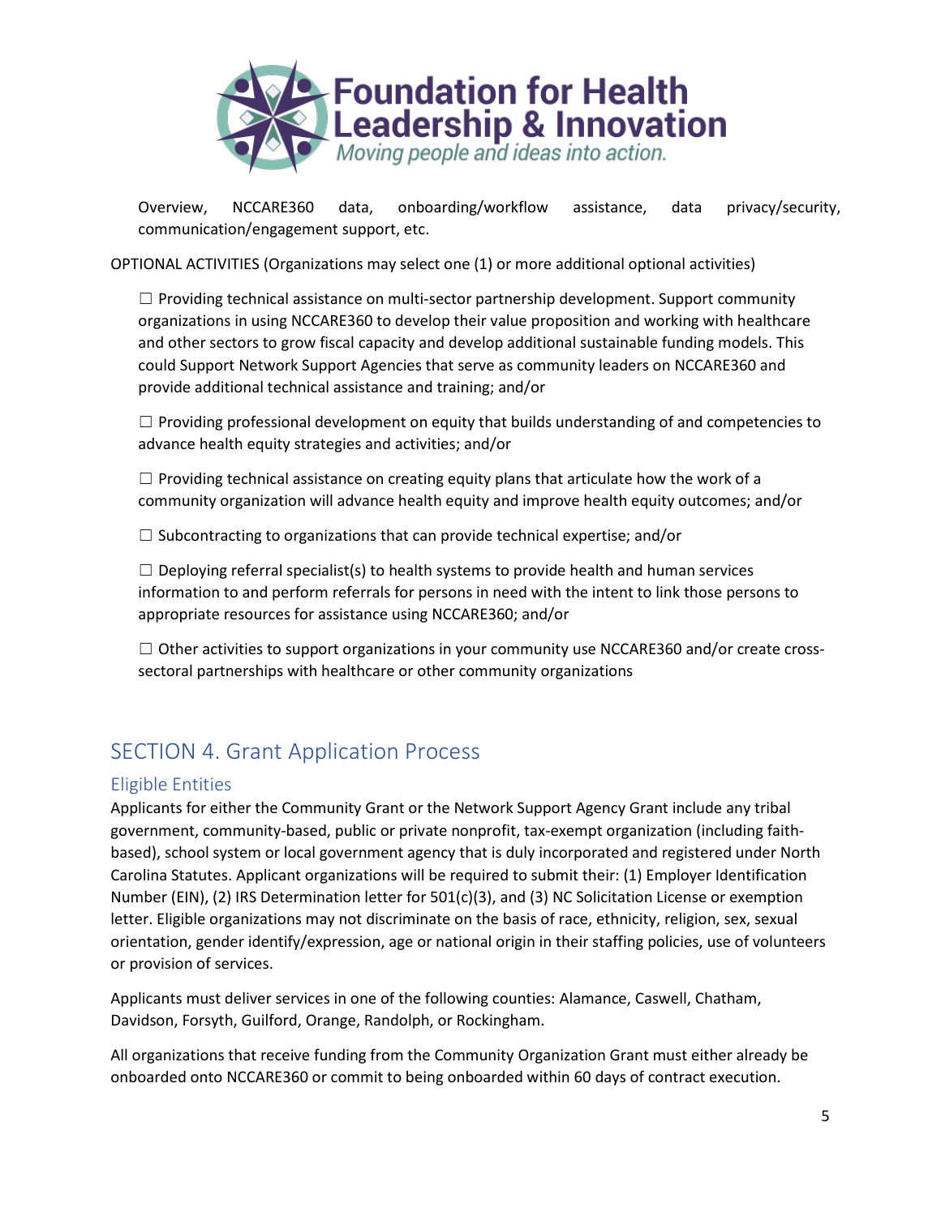Overview, NCCARE360 data, onboarding/workflow assistance, data privacy/security, communication/engagement support, etc.

OPTIONAL ACTIVITIES (Organizations may select one (1) or more additional optional activities)

☐ Providing technical assistance on multi-sector partnership development. Support community organizations in using NCCARE360 to develop their value proposition and working with healthcare and other sectors to grow fiscal capacity and develop additional sustainable funding models. This could Support Network Support Agencies that serve as community leaders on NCCARE360 and provide additional technical assistance and training; and/or

☐ Providing professional development on equity that builds understanding of and competencies to advance health equity strategies and activities; and/or

☐ Providing technical assistance on creating equity plans that articulate how the work of a community organization will advance health equity and improve health equity outcomes; and/or

☐ Subcontracting to organizations that can provide technical expertise; and/or

☐ Deploying referral specialist(s) to health systems to provide health and human services information to and perform referrals for persons in need with the intent to link those persons to appropriate resources for assistance using NCCARE360; and/or

☐ Other activities to support organizations in your community use NCCARE360 and/or create cross-sectoral partnerships with healthcare or other community organizations

## SECTION 4. Grant Application Process

### Eligible Entities

Applicants for either the Community Grant or the Network Support Agency Grant include any tribal government, community-based, public or private nonprofit, tax-exempt organization (including faith-based), school system or local government agency that is duly incorporated and registered under North Carolina Statutes. Applicant organizations will be required to submit their: (1) Employer Identification Number (EIN), (2) IRS Determination letter for 501(c)(3), and (3) NC Solicitation License or exemption letter. Eligible organizations may not discriminate on the basis of race, ethnicity, religion, sex, sexual orientation, gender identify/expression, age or national origin in their staffing policies, use of volunteers or provision of services.

Applicants must deliver services in one of the following counties: Alamance, Caswell, Chatham, Davidson, Forsyth, Guilford, Orange, Randolph, or Rockingham.

All organizations that receive funding from the Community Organization Grant must either already be onboarded onto NCCARE360 or commit to being onboarded within 60 days of contract execution.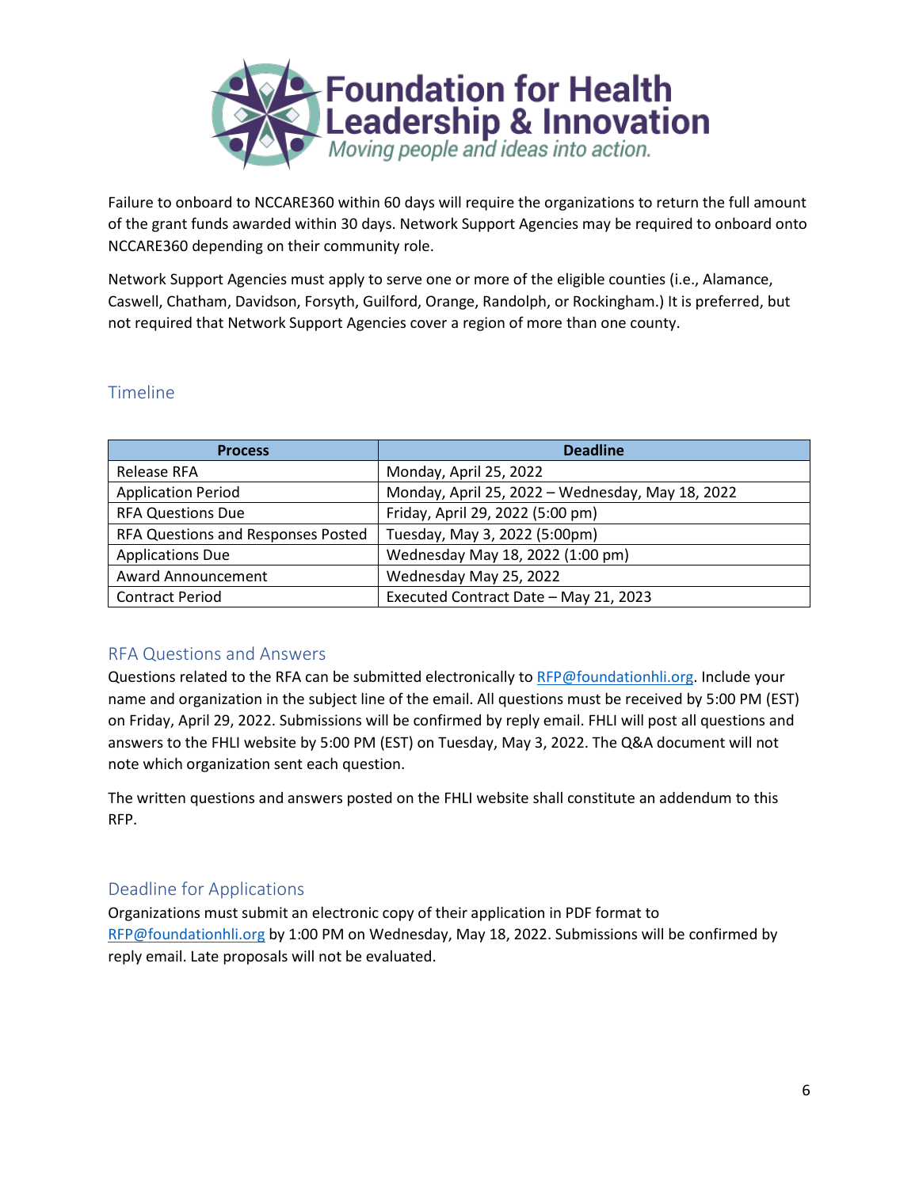Failure to onboard to NCCARE360 within 60 days will require the organizations to return the full amount of the grant funds awarded within 30 days. Network Support Agencies may be required to onboard onto NCCARE360 depending on their community role.

Network Support Agencies must apply to serve one or more of the eligible counties (i.e., Alamance, Caswell, Chatham, Davidson, Forsyth, Guilford, Orange, Randolph, or Rockingham.) It is preferred, but not required that Network Support Agencies cover a region of more than one county.

## Timeline

| Process | Deadline |
| --- | --- |
| Release RFA | Monday, April 25, 2022 |
| Application Period | Monday, April 25, 2022 – Wednesday, May 18, 2022 |
| RFA Questions Due | Friday, April 29, 2022 (5:00 pm) |
| RFA Questions and Responses Posted | Tuesday, May 3, 2022 (5:00pm) |
| Applications Due | Wednesday May 18, 2022 (1:00 pm) |
| Award Announcement | Wednesday May 25, 2022 |
| Contract Period | Executed Contract Date – May 21, 2023 |

## RFA Questions and Answers

Questions related to the RFA can be submitted electronically to RFP@foundationhli.org. Include your name and organization in the subject line of the email. All questions must be received by 5:00 PM (EST) on Friday, April 29, 2022. Submissions will be confirmed by reply email. FHLI will post all questions and answers to the FHLI website by 5:00 PM (EST) on Tuesday, May 3, 2022. The Q&A document will not note which organization sent each question.

The written questions and answers posted on the FHLI website shall constitute an addendum to this RFP.

## Deadline for Applications

Organizations must submit an electronic copy of their application in PDF format to RFP@foundationhli.org by 1:00 PM on Wednesday, May 18, 2022. Submissions will be confirmed by reply email. Late proposals will not be evaluated.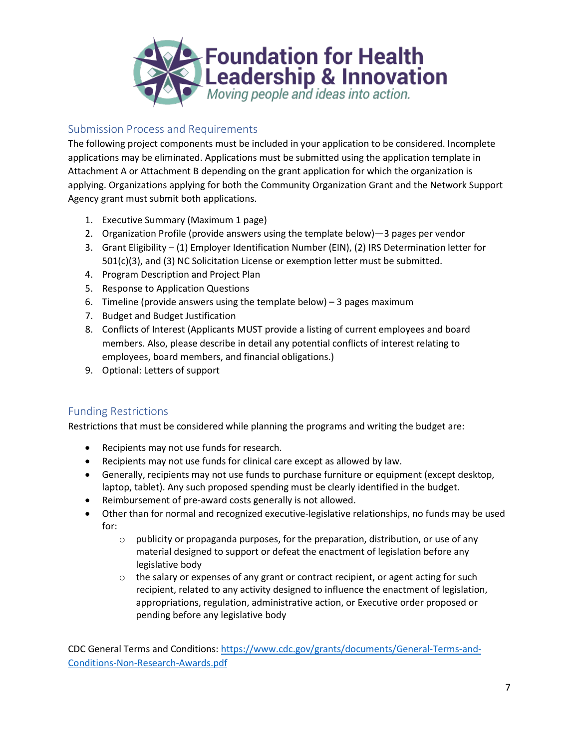## Submission Process and Requirements

The following project components must be included in your application to be considered. Incomplete applications may be eliminated. Applications must be submitted using the application template in Attachment A or Attachment B depending on the grant application for which the organization is applying. Organizations applying for both the Community Organization Grant and the Network Support Agency grant must submit both applications.

1. Executive Summary (Maximum 1 page)
2. Organization Profile (provide answers using the template below)—3 pages per vendor
3. Grant Eligibility – (1) Employer Identification Number (EIN), (2) IRS Determination letter for 501(c)(3), and (3) NC Solicitation License or exemption letter must be submitted.
4. Program Description and Project Plan
5. Response to Application Questions
6. Timeline (provide answers using the template below) – 3 pages maximum
7. Budget and Budget Justification
8. Conflicts of Interest (Applicants MUST provide a listing of current employees and board members. Also, please describe in detail any potential conflicts of interest relating to employees, board members, and financial obligations.)
9. Optional: Letters of support

## Funding Restrictions

Restrictions that must be considered while planning the programs and writing the budget are:

- Recipients may not use funds for research.
- Recipients may not use funds for clinical care except as allowed by law.
- Generally, recipients may not use funds to purchase furniture or equipment (except desktop, laptop, tablet). Any such proposed spending must be clearly identified in the budget.
- Reimbursement of pre-award costs generally is not allowed.
- Other than for normal and recognized executive-legislative relationships, no funds may be used for:
  - publicity or propaganda purposes, for the preparation, distribution, or use of any material designed to support or defeat the enactment of legislation before any legislative body
  - the salary or expenses of any grant or contract recipient, or agent acting for such recipient, related to any activity designed to influence the enactment of legislation, appropriations, regulation, administrative action, or Executive order proposed or pending before any legislative body

CDC General Terms and Conditions: https://www.cdc.gov/grants/documents/General-Terms-and-Conditions-Non-Research-Awards.pdf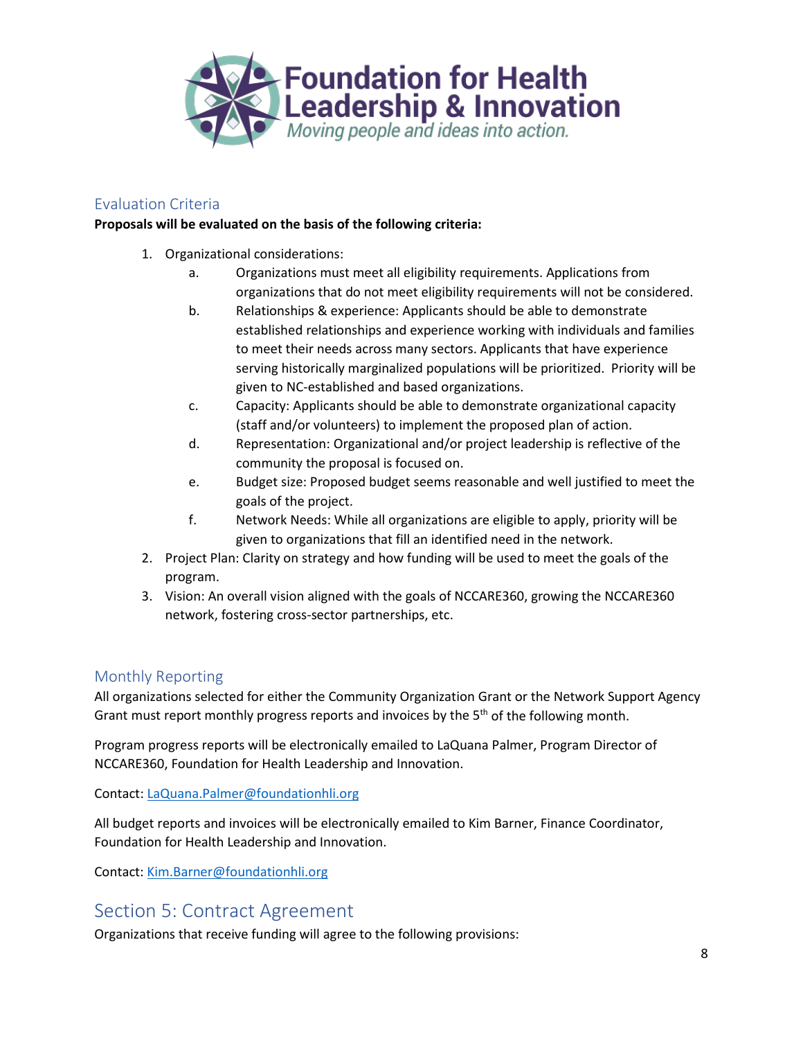## Evaluation Criteria

**Proposals will be evaluated on the basis of the following criteria:**

1. Organizational considerations:
    a. Organizations must meet all eligibility requirements. Applications from organizations that do not meet eligibility requirements will not be considered.
    b. Relationships & experience: Applicants should be able to demonstrate established relationships and experience working with individuals and families to meet their needs across many sectors. Applicants that have experience serving historically marginalized populations will be prioritized. Priority will be given to NC-established and based organizations.
    c. Capacity: Applicants should be able to demonstrate organizational capacity (staff and/or volunteers) to implement the proposed plan of action.
    d. Representation: Organizational and/or project leadership is reflective of the community the proposal is focused on.
    e. Budget size: Proposed budget seems reasonable and well justified to meet the goals of the project.
    f. Network Needs: While all organizations are eligible to apply, priority will be given to organizations that fill an identified need in the network.
2. Project Plan: Clarity on strategy and how funding will be used to meet the goals of the program.
3. Vision: An overall vision aligned with the goals of NCCARE360, growing the NCCARE360 network, fostering cross-sector partnerships, etc.

## Monthly Reporting

All organizations selected for either the Community Organization Grant or the Network Support Agency Grant must report monthly progress reports and invoices by the 5th of the following month.

Program progress reports will be electronically emailed to LaQuana Palmer, Program Director of NCCARE360, Foundation for Health Leadership and Innovation.

Contact: LaQuana.Palmer@foundationhli.org

All budget reports and invoices will be electronically emailed to Kim Barner, Finance Coordinator, Foundation for Health Leadership and Innovation.

Contact: Kim.Barner@foundationhli.org

# Section 5: Contract Agreement

Organizations that receive funding will agree to the following provisions: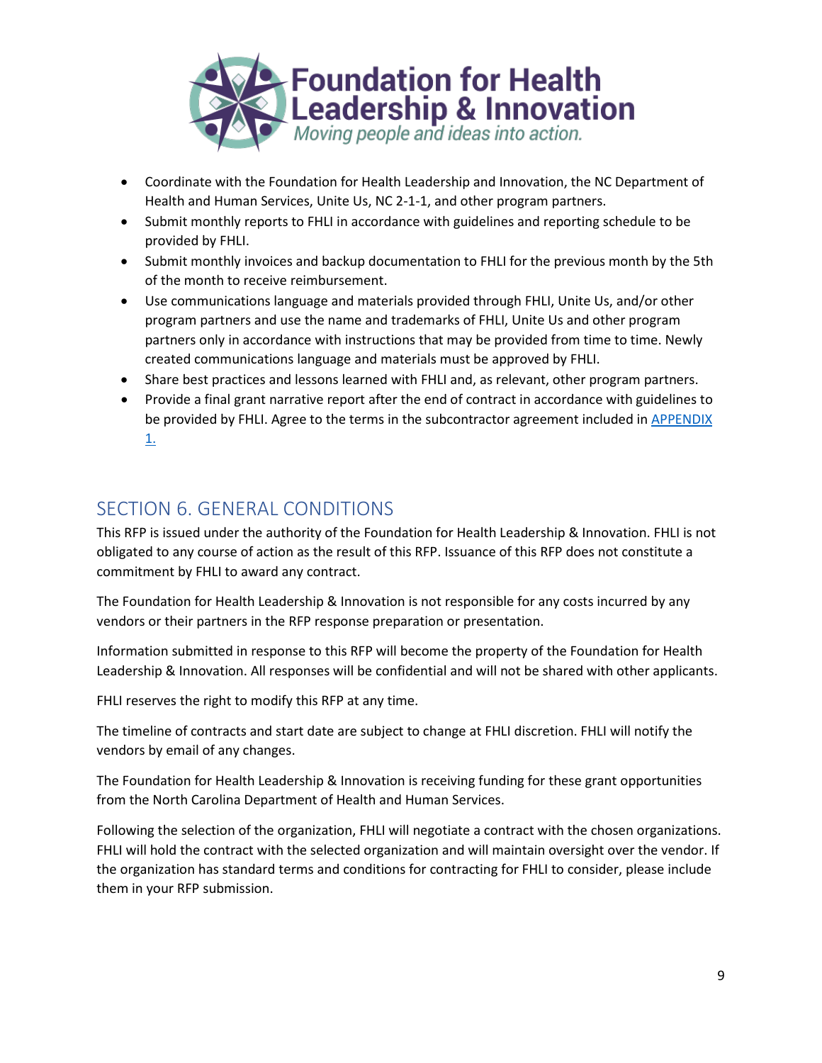- Coordinate with the Foundation for Health Leadership and Innovation, the NC Department of Health and Human Services, Unite Us, NC 2-1-1, and other program partners.
- Submit monthly reports to FHLI in accordance with guidelines and reporting schedule to be provided by FHLI.
- Submit monthly invoices and backup documentation to FHLI for the previous month by the 5th of the month to receive reimbursement.
- Use communications language and materials provided through FHLI, Unite Us, and/or other program partners and use the name and trademarks of FHLI, Unite Us and other program partners only in accordance with instructions that may be provided from time to time. Newly created communications language and materials must be approved by FHLI.
- Share best practices and lessons learned with FHLI and, as relevant, other program partners.
- Provide a final grant narrative report after the end of contract in accordance with guidelines to be provided by FHLI. Agree to the terms in the subcontractor agreement included in APPENDIX 1.

## SECTION 6. GENERAL CONDITIONS

This RFP is issued under the authority of the Foundation for Health Leadership & Innovation. FHLI is not obligated to any course of action as the result of this RFP. Issuance of this RFP does not constitute a commitment by FHLI to award any contract.

The Foundation for Health Leadership & Innovation is not responsible for any costs incurred by any vendors or their partners in the RFP response preparation or presentation.

Information submitted in response to this RFP will become the property of the Foundation for Health Leadership & Innovation. All responses will be confidential and will not be shared with other applicants.

FHLI reserves the right to modify this RFP at any time.

The timeline of contracts and start date are subject to change at FHLI discretion. FHLI will notify the vendors by email of any changes.

The Foundation for Health Leadership & Innovation is receiving funding for these grant opportunities from the North Carolina Department of Health and Human Services.

Following the selection of the organization, FHLI will negotiate a contract with the chosen organizations. FHLI will hold the contract with the selected organization and will maintain oversight over the vendor. If the organization has standard terms and conditions for contracting for FHLI to consider, please include them in your RFP submission.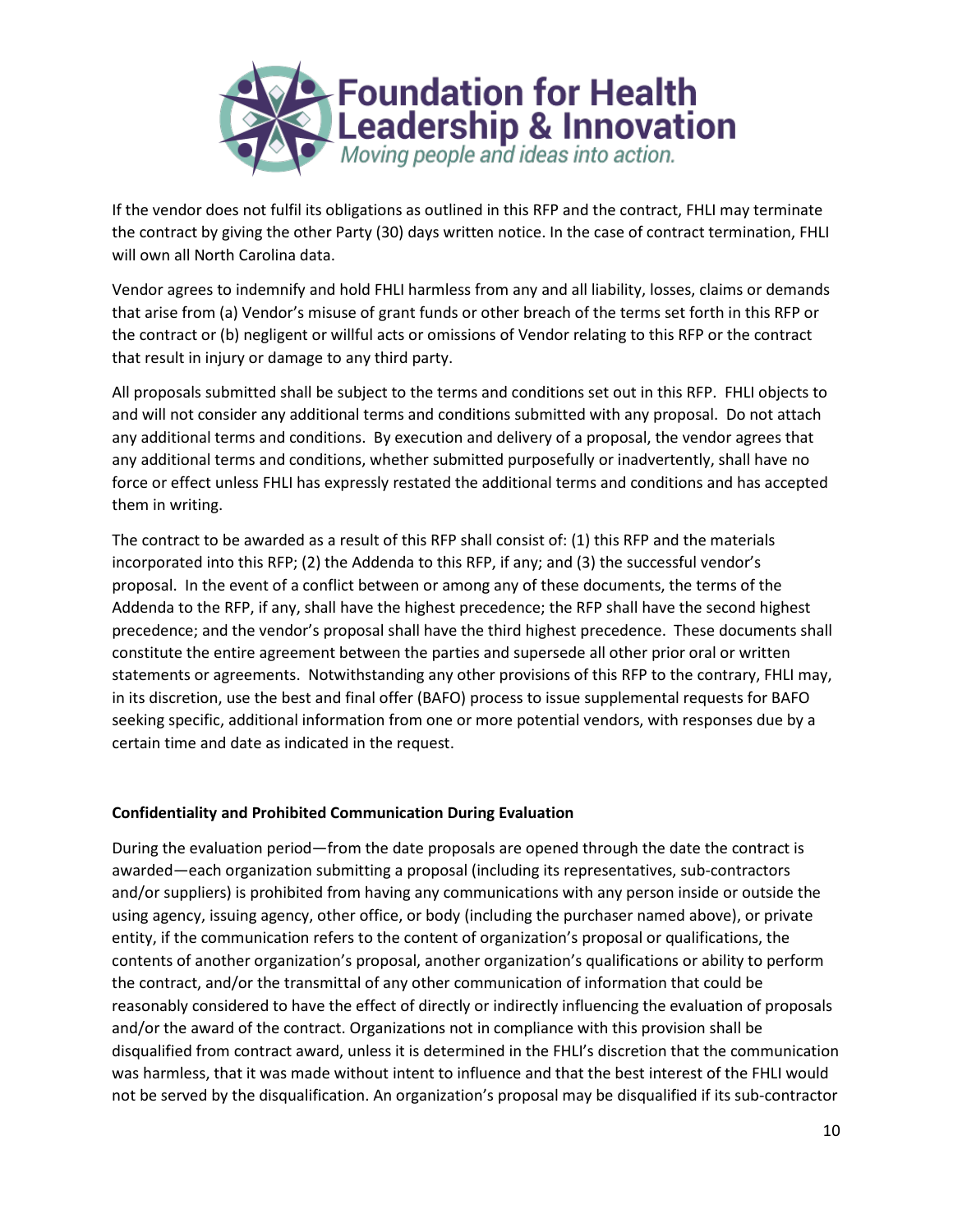If the vendor does not fulfil its obligations as outlined in this RFP and the contract, FHLI may terminate the contract by giving the other Party (30) days written notice. In the case of contract termination, FHLI will own all North Carolina data.

Vendor agrees to indemnify and hold FHLI harmless from any and all liability, losses, claims or demands that arise from (a) Vendor's misuse of grant funds or other breach of the terms set forth in this RFP or the contract or (b) negligent or willful acts or omissions of Vendor relating to this RFP or the contract that result in injury or damage to any third party.

All proposals submitted shall be subject to the terms and conditions set out in this RFP. FHLI objects to and will not consider any additional terms and conditions submitted with any proposal. Do not attach any additional terms and conditions. By execution and delivery of a proposal, the vendor agrees that any additional terms and conditions, whether submitted purposefully or inadvertently, shall have no force or effect unless FHLI has expressly restated the additional terms and conditions and has accepted them in writing.

The contract to be awarded as a result of this RFP shall consist of: (1) this RFP and the materials incorporated into this RFP; (2) the Addenda to this RFP, if any; and (3) the successful vendor's proposal. In the event of a conflict between or among any of these documents, the terms of the Addenda to the RFP, if any, shall have the highest precedence; the RFP shall have the second highest precedence; and the vendor's proposal shall have the third highest precedence. These documents shall constitute the entire agreement between the parties and supersede all other prior oral or written statements or agreements. Notwithstanding any other provisions of this RFP to the contrary, FHLI may, in its discretion, use the best and final offer (BAFO) process to issue supplemental requests for BAFO seeking specific, additional information from one or more potential vendors, with responses due by a certain time and date as indicated in the request.

**Confidentiality and Prohibited Communication During Evaluation**

During the evaluation period—from the date proposals are opened through the date the contract is awarded—each organization submitting a proposal (including its representatives, sub-contractors and/or suppliers) is prohibited from having any communications with any person inside or outside the using agency, issuing agency, other office, or body (including the purchaser named above), or private entity, if the communication refers to the content of organization's proposal or qualifications, the contents of another organization's proposal, another organization's qualifications or ability to perform the contract, and/or the transmittal of any other communication of information that could be reasonably considered to have the effect of directly or indirectly influencing the evaluation of proposals and/or the award of the contract. Organizations not in compliance with this provision shall be disqualified from contract award, unless it is determined in the FHLI's discretion that the communication was harmless, that it was made without intent to influence and that the best interest of the FHLI would not be served by the disqualification. An organization's proposal may be disqualified if its sub-contractor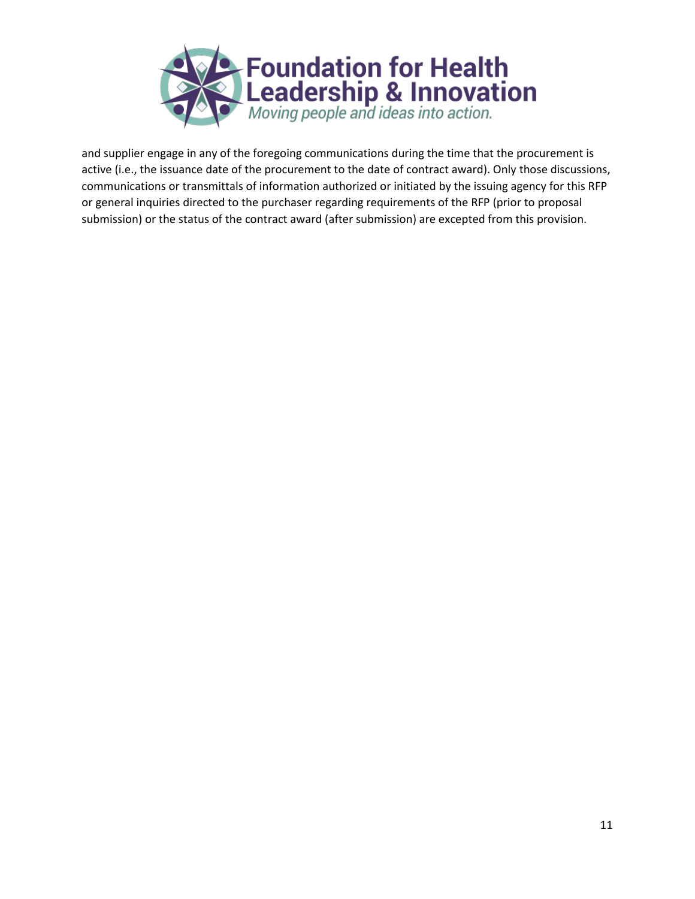and supplier engage in any of the foregoing communications during the time that the procurement is active (i.e., the issuance date of the procurement to the date of contract award). Only those discussions, communications or transmittals of information authorized or initiated by the issuing agency for this RFP or general inquiries directed to the purchaser regarding requirements of the RFP (prior to proposal submission) or the status of the contract award (after submission) are excepted from this provision.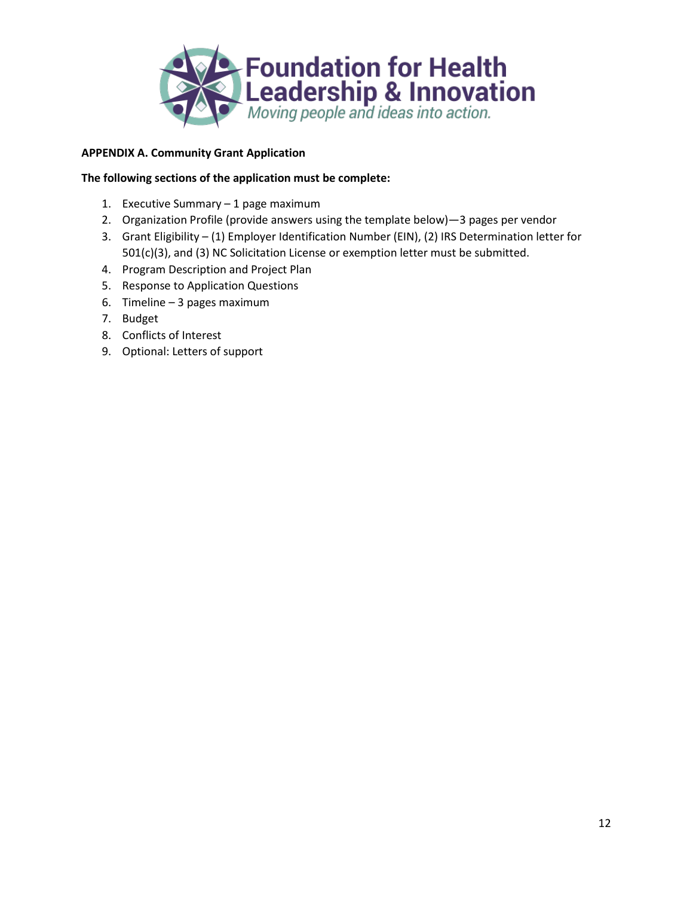**APPENDIX A. Community Grant Application**

**The following sections of the application must be complete:**

1. Executive Summary – 1 page maximum
2. Organization Profile (provide answers using the template below)—3 pages per vendor
3. Grant Eligibility – (1) Employer Identification Number (EIN), (2) IRS Determination letter for 501(c)(3), and (3) NC Solicitation License or exemption letter must be submitted.
4. Program Description and Project Plan
5. Response to Application Questions
6. Timeline – 3 pages maximum
7. Budget
8. Conflicts of Interest
9. Optional: Letters of support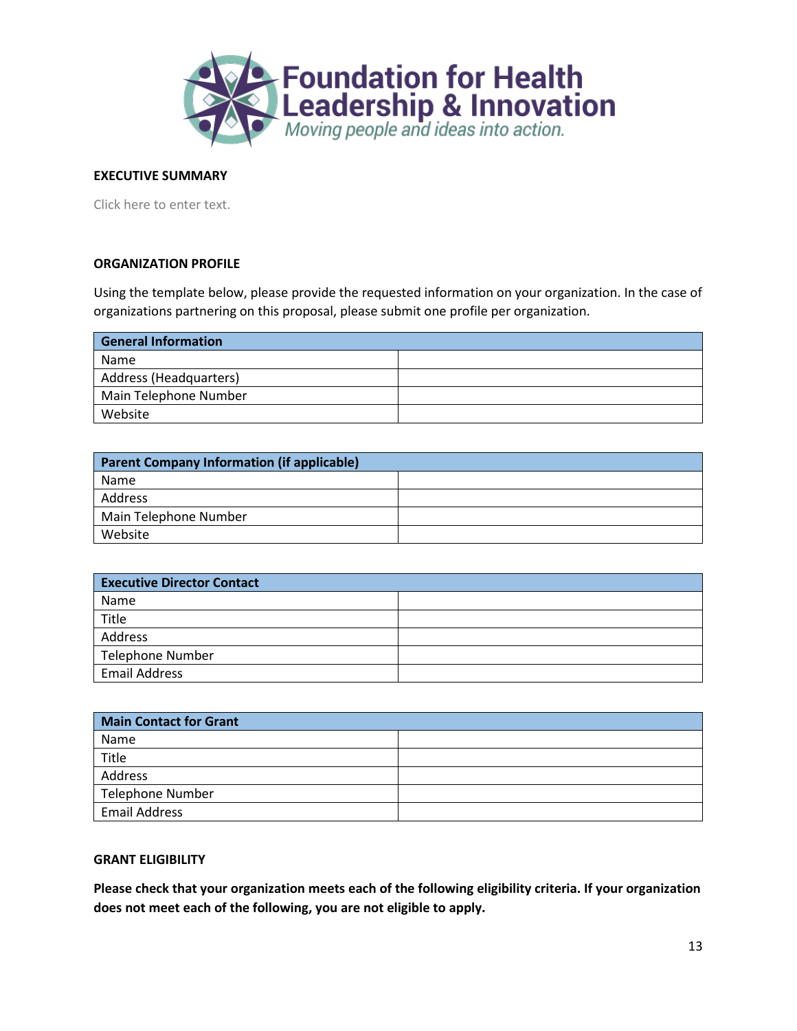**Foundation for Health Leadership & Innovation**
*Moving people and ideas into action.*

**EXECUTIVE SUMMARY**

Click here to enter text.

**ORGANIZATION PROFILE**

Using the template below, please provide the requested information on your organization. In the case of organizations partnering on this proposal, please submit one profile per organization.

| **General Information** | |
|---|---|
| Name | |
| Address (Headquarters) | |
| Main Telephone Number | |
| Website | |

| **Parent Company Information (if applicable)** | |
|---|---|
| Name | |
| Address | |
| Main Telephone Number | |
| Website | |

| **Executive Director Contact** | |
|---|---|
| Name | |
| Title | |
| Address | |
| Telephone Number | |
| Email Address | |

| **Main Contact for Grant** | |
|---|---|
| Name | |
| Title | |
| Address | |
| Telephone Number | |
| Email Address | |

**GRANT ELIGIBILITY**

**Please check that your organization meets each of the following eligibility criteria. If your organization does not meet each of the following, you are not eligible to apply.**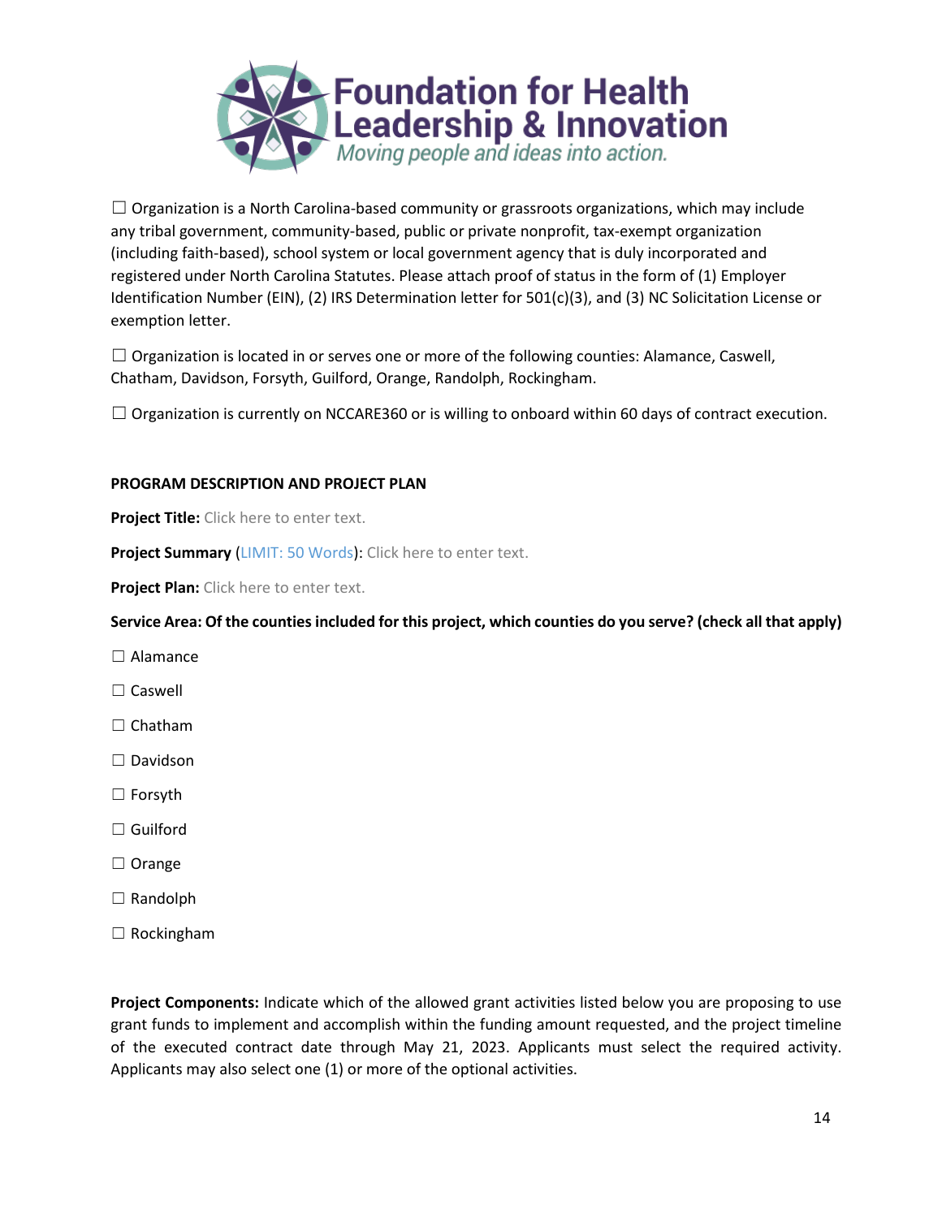☐ Organization is a North Carolina-based community or grassroots organizations, which may include any tribal government, community-based, public or private nonprofit, tax-exempt organization (including faith-based), school system or local government agency that is duly incorporated and registered under North Carolina Statutes. Please attach proof of status in the form of (1) Employer Identification Number (EIN), (2) IRS Determination letter for 501(c)(3), and (3) NC Solicitation License or exemption letter.

☐ Organization is located in or serves one or more of the following counties: Alamance, Caswell, Chatham, Davidson, Forsyth, Guilford, Orange, Randolph, Rockingham.

☐ Organization is currently on NCCARE360 or is willing to onboard within 60 days of contract execution.

**PROGRAM DESCRIPTION AND PROJECT PLAN**

**Project Title:** Click here to enter text.

**Project Summary** (LIMIT: 50 Words): Click here to enter text.

**Project Plan:** Click here to enter text.

**Service Area: Of the counties included for this project, which counties do you serve? (check all that apply)**

☐ Alamance

☐ Caswell

☐ Chatham

☐ Davidson

☐ Forsyth

☐ Guilford

☐ Orange

☐ Randolph

☐ Rockingham

**Project Components:** Indicate which of the allowed grant activities listed below you are proposing to use grant funds to implement and accomplish within the funding amount requested, and the project timeline of the executed contract date through May 21, 2023. Applicants must select the required activity. Applicants may also select one (1) or more of the optional activities.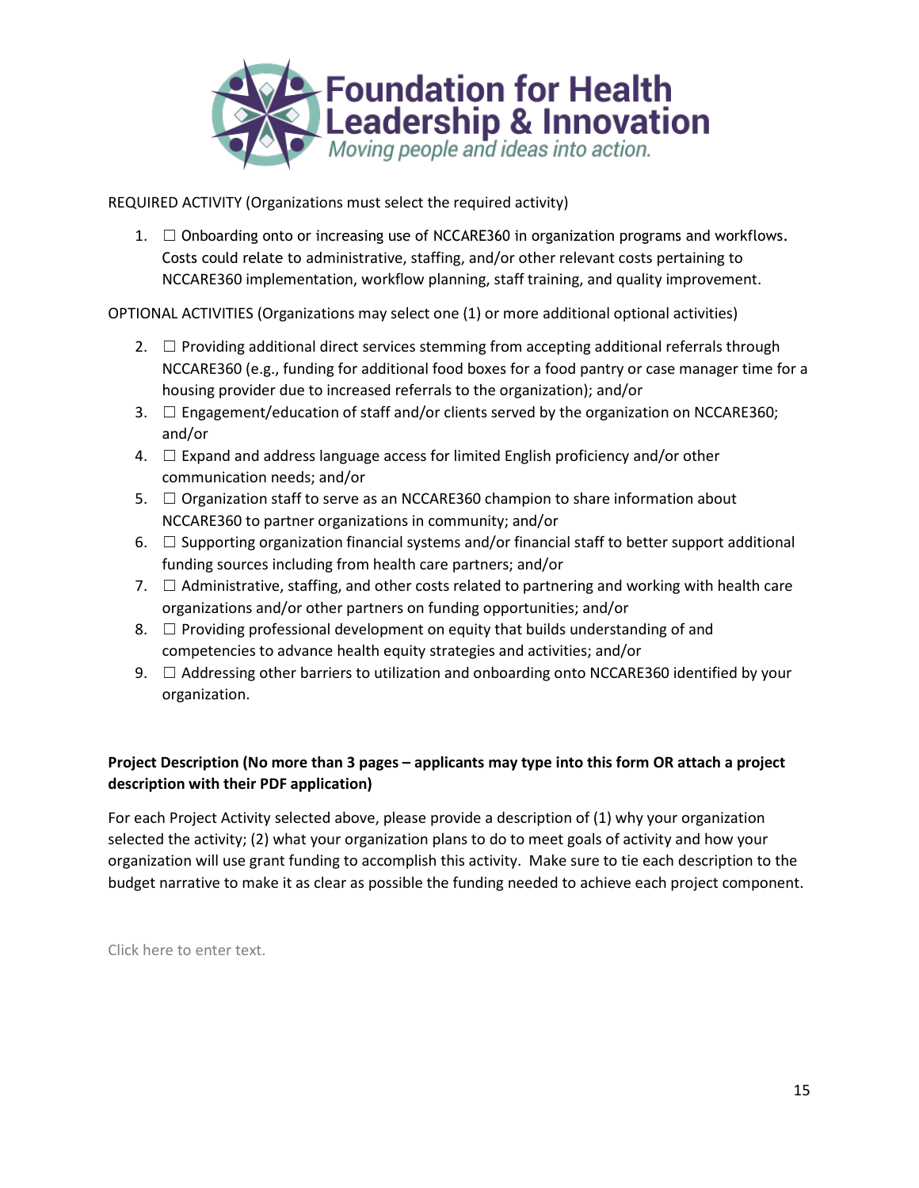REQUIRED ACTIVITY (Organizations must select the required activity)

1. ☐ Onboarding onto or increasing use of NCCARE360 in organization programs and workflows. Costs could relate to administrative, staffing, and/or other relevant costs pertaining to NCCARE360 implementation, workflow planning, staff training, and quality improvement.

OPTIONAL ACTIVITIES (Organizations may select one (1) or more additional optional activities)

2. ☐ Providing additional direct services stemming from accepting additional referrals through NCCARE360 (e.g., funding for additional food boxes for a food pantry or case manager time for a housing provider due to increased referrals to the organization); and/or
3. ☐ Engagement/education of staff and/or clients served by the organization on NCCARE360; and/or
4. ☐ Expand and address language access for limited English proficiency and/or other communication needs; and/or
5. ☐ Organization staff to serve as an NCCARE360 champion to share information about NCCARE360 to partner organizations in community; and/or
6. ☐ Supporting organization financial systems and/or financial staff to better support additional funding sources including from health care partners; and/or
7. ☐ Administrative, staffing, and other costs related to partnering and working with health care organizations and/or other partners on funding opportunities; and/or
8. ☐ Providing professional development on equity that builds understanding of and competencies to advance health equity strategies and activities; and/or
9. ☐ Addressing other barriers to utilization and onboarding onto NCCARE360 identified by your organization.

**Project Description (No more than 3 pages – applicants may type into this form OR attach a project description with their PDF application)**

For each Project Activity selected above, please provide a description of (1) why your organization selected the activity; (2) what your organization plans to do to meet goals of activity and how your organization will use grant funding to accomplish this activity. Make sure to tie each description to the budget narrative to make it as clear as possible the funding needed to achieve each project component.

Click here to enter text.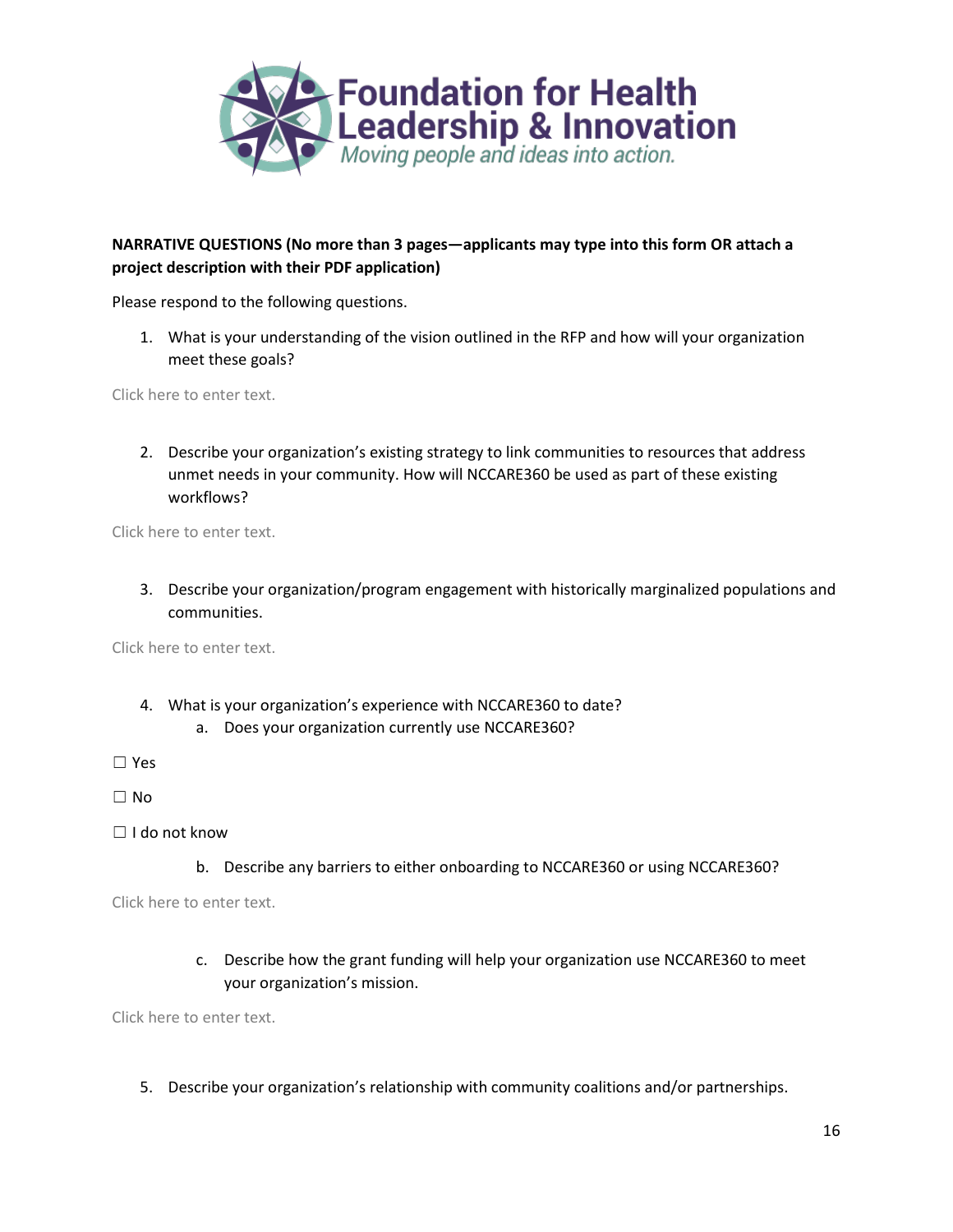**NARRATIVE QUESTIONS (No more than 3 pages—applicants may type into this form OR attach a project description with their PDF application)**

Please respond to the following questions.

1. What is your understanding of the vision outlined in the RFP and how will your organization meet these goals?

Click here to enter text.

2. Describe your organization's existing strategy to link communities to resources that address unmet needs in your community. How will NCCARE360 be used as part of these existing workflows?

Click here to enter text.

3. Describe your organization/program engagement with historically marginalized populations and communities.

Click here to enter text.

4. What is your organization's experience with NCCARE360 to date?
   a. Does your organization currently use NCCARE360?

☐ Yes

☐ No

☐ I do not know

   b. Describe any barriers to either onboarding to NCCARE360 or using NCCARE360?

Click here to enter text.

   c. Describe how the grant funding will help your organization use NCCARE360 to meet your organization's mission.

Click here to enter text.

5. Describe your organization's relationship with community coalitions and/or partnerships.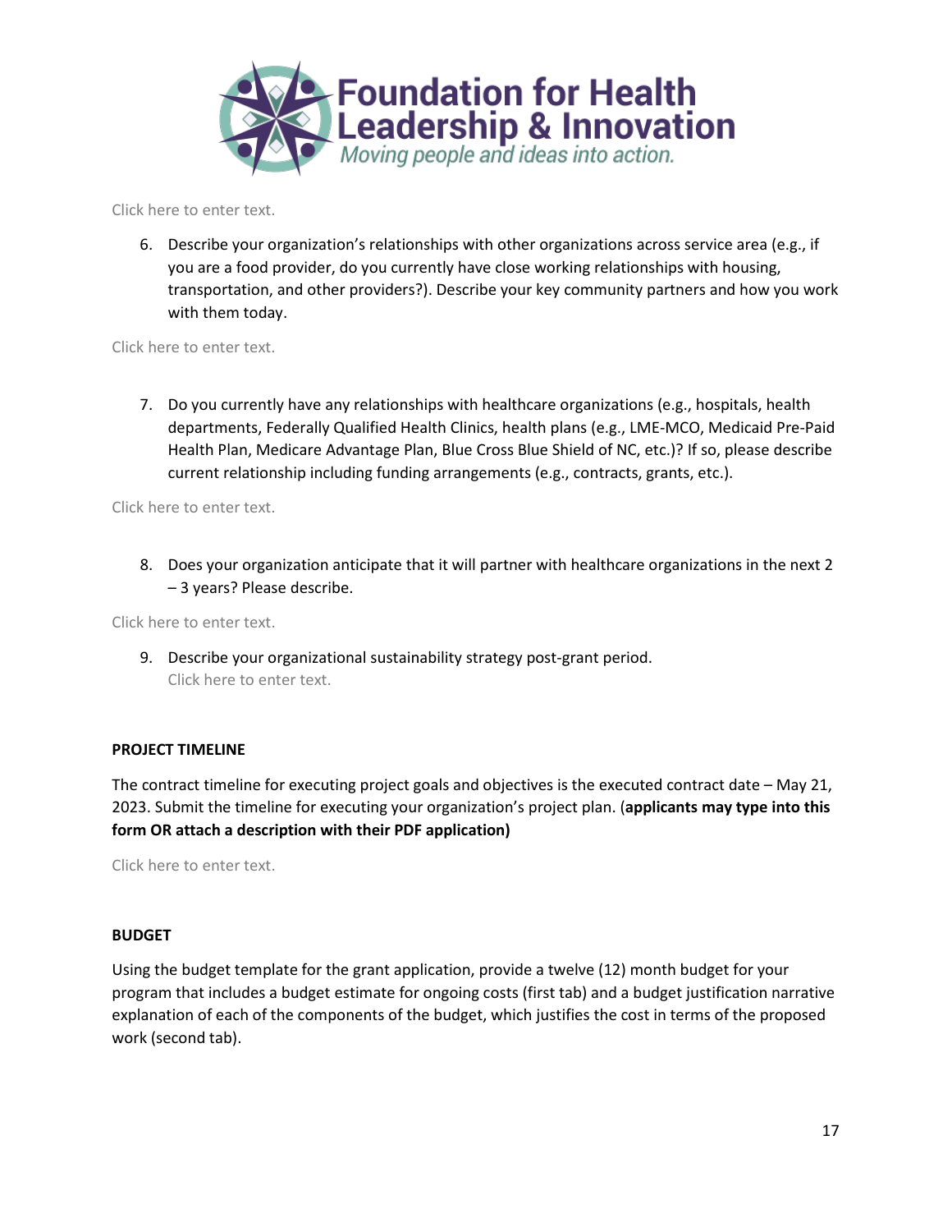Click here to enter text.

6. Describe your organization's relationships with other organizations across service area (e.g., if you are a food provider, do you currently have close working relationships with housing, transportation, and other providers?). Describe your key community partners and how you work with them today.

Click here to enter text.

7. Do you currently have any relationships with healthcare organizations (e.g., hospitals, health departments, Federally Qualified Health Clinics, health plans (e.g., LME-MCO, Medicaid Pre-Paid Health Plan, Medicare Advantage Plan, Blue Cross Blue Shield of NC, etc.)? If so, please describe current relationship including funding arrangements (e.g., contracts, grants, etc.).

Click here to enter text.

8. Does your organization anticipate that it will partner with healthcare organizations in the next 2 – 3 years? Please describe.

Click here to enter text.

9. Describe your organizational sustainability strategy post-grant period.
   Click here to enter text.

**PROJECT TIMELINE**

The contract timeline for executing project goals and objectives is the executed contract date – May 21, 2023. Submit the timeline for executing your organization's project plan. (**applicants may type into this form OR attach a description with their PDF application)**

Click here to enter text.

**BUDGET**

Using the budget template for the grant application, provide a twelve (12) month budget for your program that includes a budget estimate for ongoing costs (first tab) and a budget justification narrative explanation of each of the components of the budget, which justifies the cost in terms of the proposed work (second tab).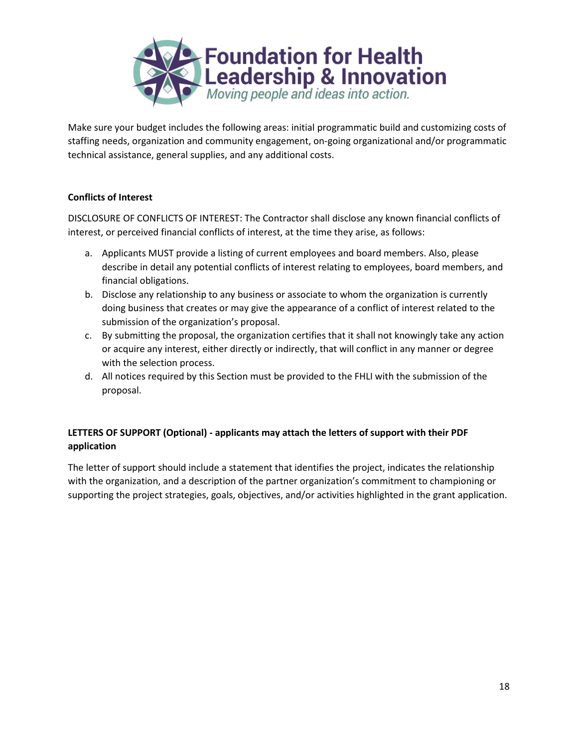Make sure your budget includes the following areas: initial programmatic build and customizing costs of staffing needs, organization and community engagement, on-going organizational and/or programmatic technical assistance, general supplies, and any additional costs.

**Conflicts of Interest**

DISCLOSURE OF CONFLICTS OF INTEREST: The Contractor shall disclose any known financial conflicts of interest, or perceived financial conflicts of interest, at the time they arise, as follows:

a. Applicants MUST provide a listing of current employees and board members. Also, please describe in detail any potential conflicts of interest relating to employees, board members, and financial obligations.
b. Disclose any relationship to any business or associate to whom the organization is currently doing business that creates or may give the appearance of a conflict of interest related to the submission of the organization's proposal.
c. By submitting the proposal, the organization certifies that it shall not knowingly take any action or acquire any interest, either directly or indirectly, that will conflict in any manner or degree with the selection process.
d. All notices required by this Section must be provided to the FHLI with the submission of the proposal.

**LETTERS OF SUPPORT (Optional) - applicants may attach the letters of support with their PDF application**

The letter of support should include a statement that identifies the project, indicates the relationship with the organization, and a description of the partner organization's commitment to championing or supporting the project strategies, goals, objectives, and/or activities highlighted in the grant application.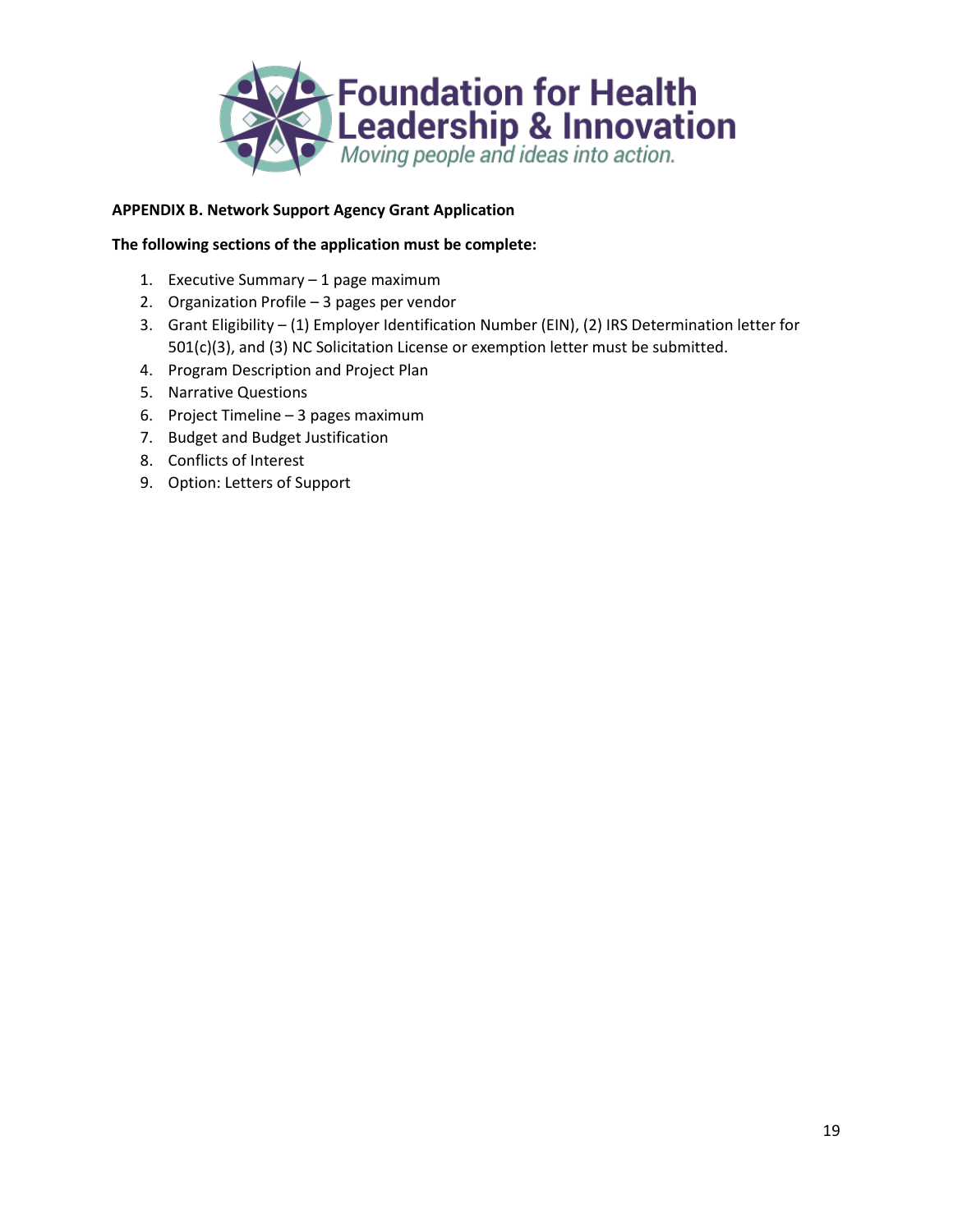**APPENDIX B. Network Support Agency Grant Application**

**The following sections of the application must be complete:**

1. Executive Summary – 1 page maximum
2. Organization Profile – 3 pages per vendor
3. Grant Eligibility – (1) Employer Identification Number (EIN), (2) IRS Determination letter for 501(c)(3), and (3) NC Solicitation License or exemption letter must be submitted.
4. Program Description and Project Plan
5. Narrative Questions
6. Project Timeline – 3 pages maximum
7. Budget and Budget Justification
8. Conflicts of Interest
9. Option: Letters of Support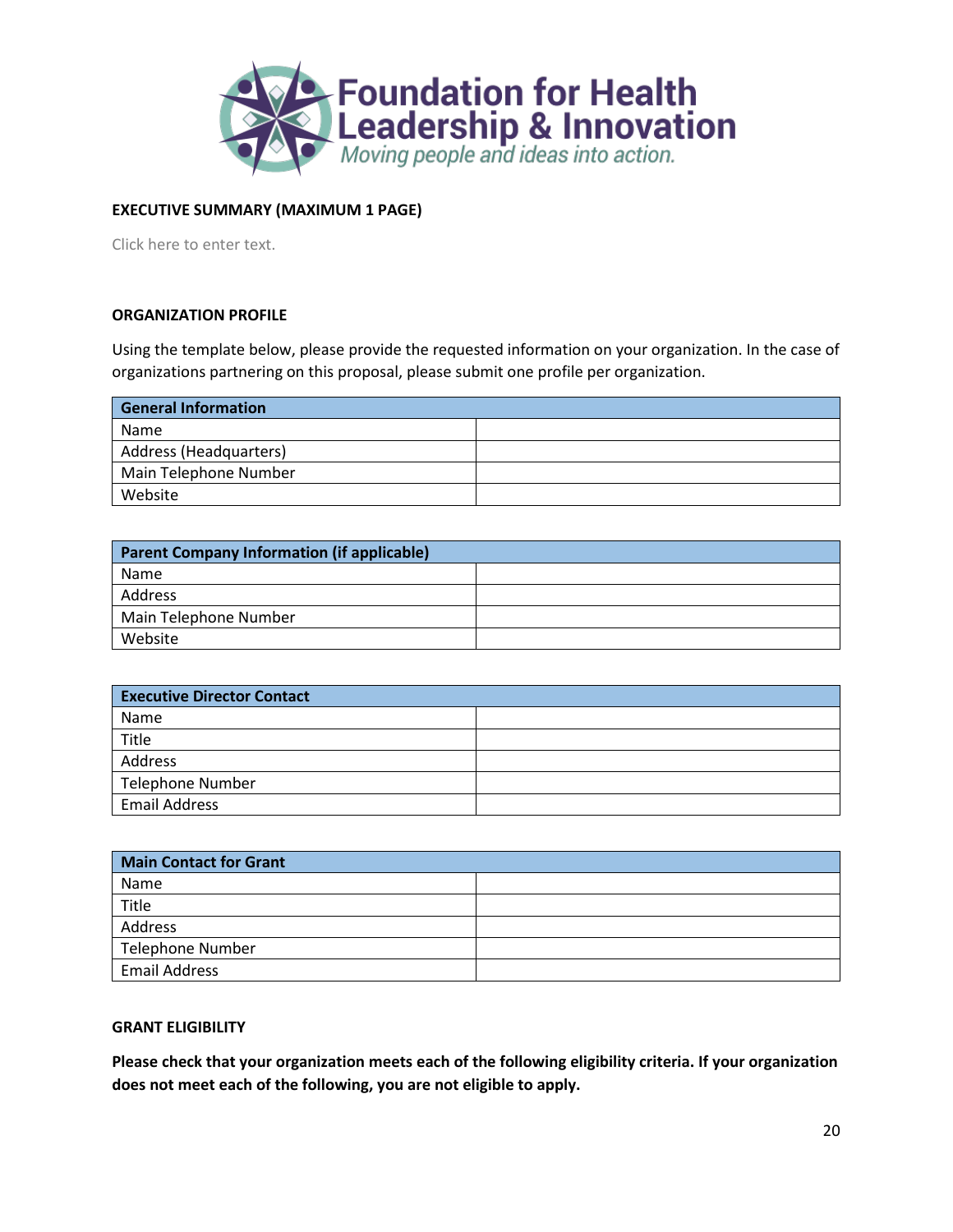**Foundation for Health Leadership & Innovation**

*Moving people and ideas into action.*

## EXECUTIVE SUMMARY (MAXIMUM 1 PAGE)

Click here to enter text.

## ORGANIZATION PROFILE

Using the template below, please provide the requested information on your organization. In the case of organizations partnering on this proposal, please submit one profile per organization.

| **General Information** | |
|---|---|
| Name | |
| Address (Headquarters) | |
| Main Telephone Number | |
| Website | |

| **Parent Company Information (if applicable)** | |
|---|---|
| Name | |
| Address | |
| Main Telephone Number | |
| Website | |

| **Executive Director Contact** | |
|---|---|
| Name | |
| Title | |
| Address | |
| Telephone Number | |
| Email Address | |

| **Main Contact for Grant** | |
|---|---|
| Name | |
| Title | |
| Address | |
| Telephone Number | |
| Email Address | |

## GRANT ELIGIBILITY

**Please check that your organization meets each of the following eligibility criteria. If your organization does not meet each of the following, you are not eligible to apply.**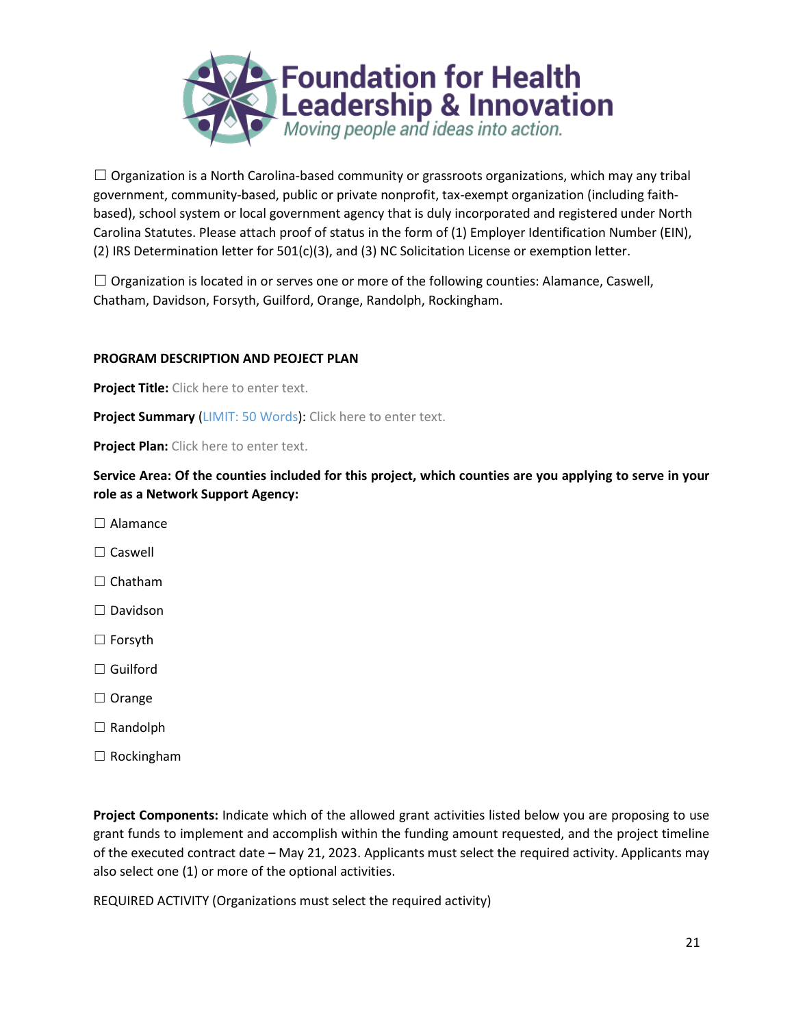☐ Organization is a North Carolina-based community or grassroots organizations, which may any tribal government, community-based, public or private nonprofit, tax-exempt organization (including faith-based), school system or local government agency that is duly incorporated and registered under North Carolina Statutes. Please attach proof of status in the form of (1) Employer Identification Number (EIN), (2) IRS Determination letter for 501(c)(3), and (3) NC Solicitation License or exemption letter.

☐ Organization is located in or serves one or more of the following counties: Alamance, Caswell, Chatham, Davidson, Forsyth, Guilford, Orange, Randolph, Rockingham.

**PROGRAM DESCRIPTION AND PEOJECT PLAN**

**Project Title:** Click here to enter text.

**Project Summary** (LIMIT: 50 Words): Click here to enter text.

**Project Plan:** Click here to enter text.

**Service Area: Of the counties included for this project, which counties are you applying to serve in your role as a Network Support Agency:**

☐ Alamance

☐ Caswell

☐ Chatham

☐ Davidson

☐ Forsyth

☐ Guilford

☐ Orange

☐ Randolph

☐ Rockingham

**Project Components:** Indicate which of the allowed grant activities listed below you are proposing to use grant funds to implement and accomplish within the funding amount requested, and the project timeline of the executed contract date – May 21, 2023. Applicants must select the required activity. Applicants may also select one (1) or more of the optional activities.

REQUIRED ACTIVITY (Organizations must select the required activity)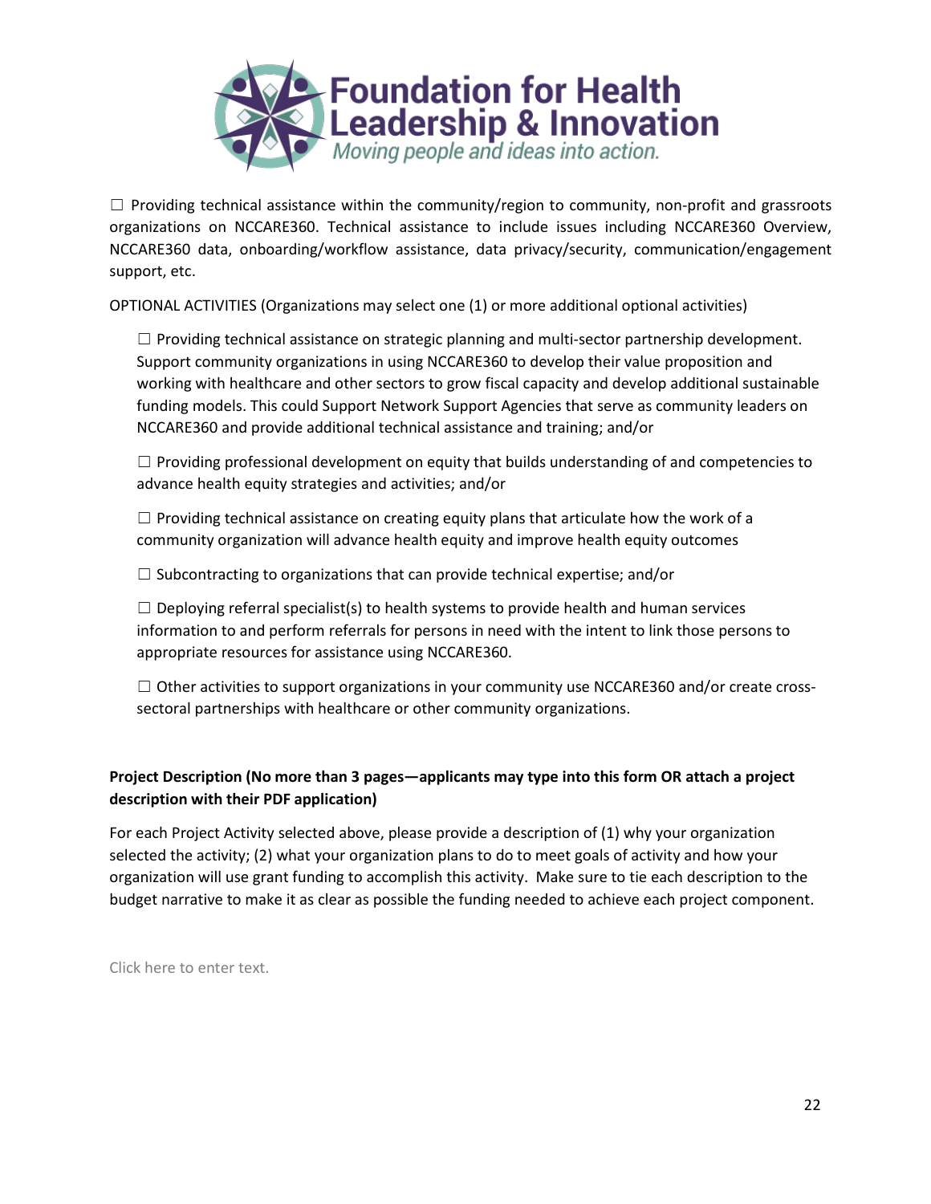☐ Providing technical assistance within the community/region to community, non-profit and grassroots organizations on NCCARE360. Technical assistance to include issues including NCCARE360 Overview, NCCARE360 data, onboarding/workflow assistance, data privacy/security, communication/engagement support, etc.

OPTIONAL ACTIVITIES (Organizations may select one (1) or more additional optional activities)

☐ Providing technical assistance on strategic planning and multi-sector partnership development. Support community organizations in using NCCARE360 to develop their value proposition and working with healthcare and other sectors to grow fiscal capacity and develop additional sustainable funding models. This could Support Network Support Agencies that serve as community leaders on NCCARE360 and provide additional technical assistance and training; and/or

☐ Providing professional development on equity that builds understanding of and competencies to advance health equity strategies and activities; and/or

☐ Providing technical assistance on creating equity plans that articulate how the work of a community organization will advance health equity and improve health equity outcomes

☐ Subcontracting to organizations that can provide technical expertise; and/or

☐ Deploying referral specialist(s) to health systems to provide health and human services information to and perform referrals for persons in need with the intent to link those persons to appropriate resources for assistance using NCCARE360.

☐ Other activities to support organizations in your community use NCCARE360 and/or create cross-sectoral partnerships with healthcare or other community organizations.

**Project Description (No more than 3 pages—applicants may type into this form OR attach a project description with their PDF application)**

For each Project Activity selected above, please provide a description of (1) why your organization selected the activity; (2) what your organization plans to do to meet goals of activity and how your organization will use grant funding to accomplish this activity. Make sure to tie each description to the budget narrative to make it as clear as possible the funding needed to achieve each project component.

Click here to enter text.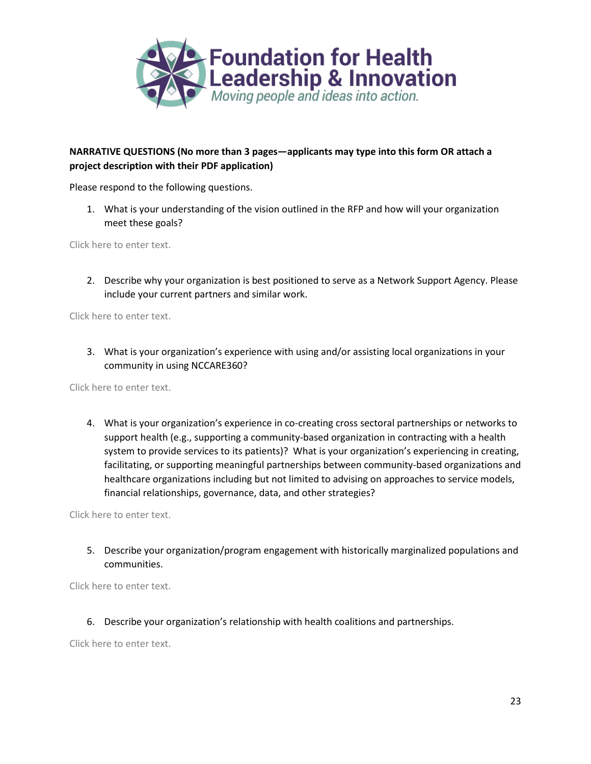**Foundation for Health Leadership & Innovation**
*Moving people and ideas into action.*

**NARRATIVE QUESTIONS (No more than 3 pages—applicants may type into this form OR attach a project description with their PDF application)**

Please respond to the following questions.

1. What is your understanding of the vision outlined in the RFP and how will your organization meet these goals?

Click here to enter text.

2. Describe why your organization is best positioned to serve as a Network Support Agency. Please include your current partners and similar work.

Click here to enter text.

3. What is your organization's experience with using and/or assisting local organizations in your community in using NCCARE360?

Click here to enter text.

4. What is your organization's experience in co-creating cross sectoral partnerships or networks to support health (e.g., supporting a community-based organization in contracting with a health system to provide services to its patients)? What is your organization's experiencing in creating, facilitating, or supporting meaningful partnerships between community-based organizations and healthcare organizations including but not limited to advising on approaches to service models, financial relationships, governance, data, and other strategies?

Click here to enter text.

5. Describe your organization/program engagement with historically marginalized populations and communities.

Click here to enter text.

6. Describe your organization's relationship with health coalitions and partnerships.

Click here to enter text.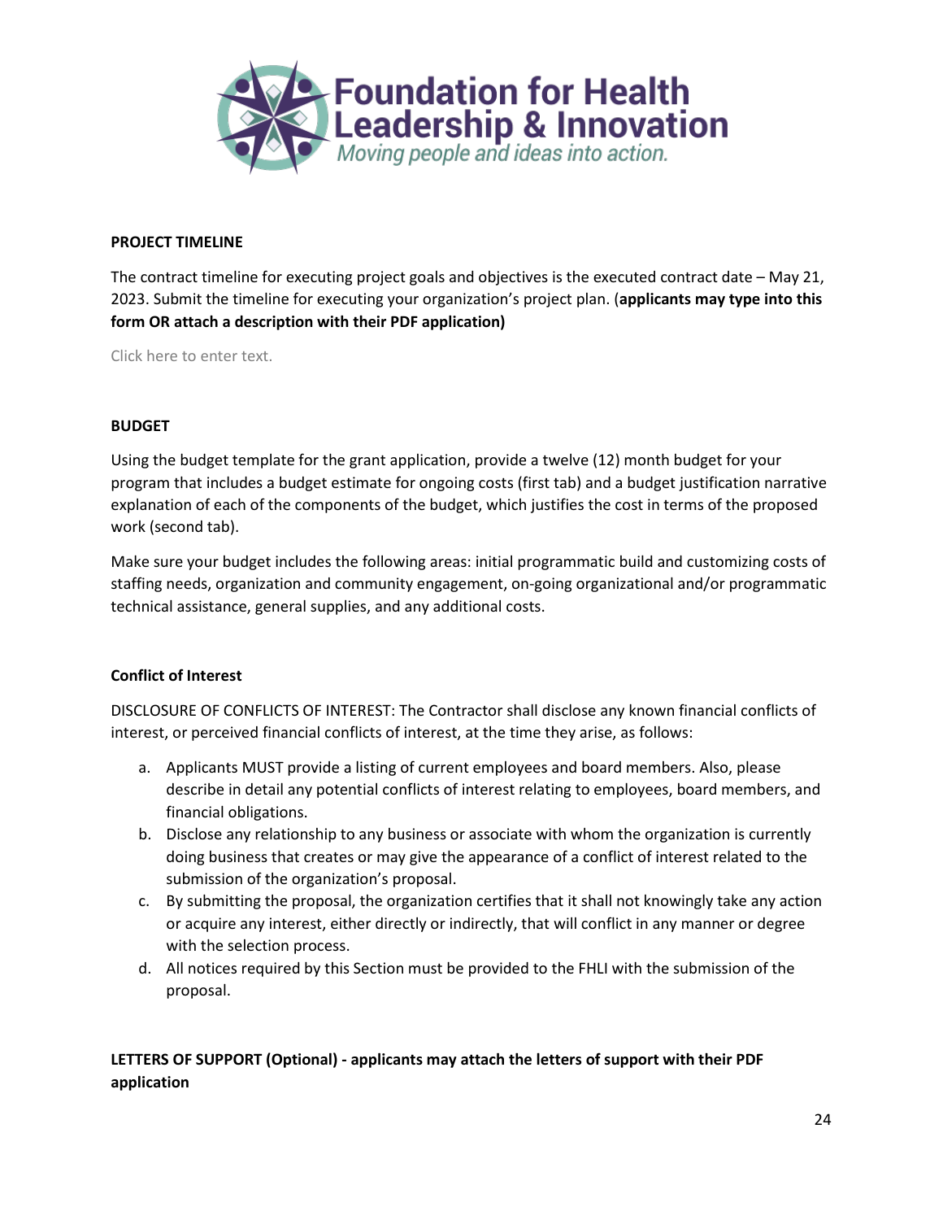**PROJECT TIMELINE**

The contract timeline for executing project goals and objectives is the executed contract date – May 21, 2023. Submit the timeline for executing your organization's project plan. (**applicants may type into this form OR attach a description with their PDF application)**

Click here to enter text.

**BUDGET**

Using the budget template for the grant application, provide a twelve (12) month budget for your program that includes a budget estimate for ongoing costs (first tab) and a budget justification narrative explanation of each of the components of the budget, which justifies the cost in terms of the proposed work (second tab).

Make sure your budget includes the following areas: initial programmatic build and customizing costs of staffing needs, organization and community engagement, on-going organizational and/or programmatic technical assistance, general supplies, and any additional costs.

**Conflict of Interest**

DISCLOSURE OF CONFLICTS OF INTEREST: The Contractor shall disclose any known financial conflicts of interest, or perceived financial conflicts of interest, at the time they arise, as follows:

a. Applicants MUST provide a listing of current employees and board members. Also, please describe in detail any potential conflicts of interest relating to employees, board members, and financial obligations.
b. Disclose any relationship to any business or associate with whom the organization is currently doing business that creates or may give the appearance of a conflict of interest related to the submission of the organization's proposal.
c. By submitting the proposal, the organization certifies that it shall not knowingly take any action or acquire any interest, either directly or indirectly, that will conflict in any manner or degree with the selection process.
d. All notices required by this Section must be provided to the FHLI with the submission of the proposal.

**LETTERS OF SUPPORT (Optional) - applicants may attach the letters of support with their PDF application**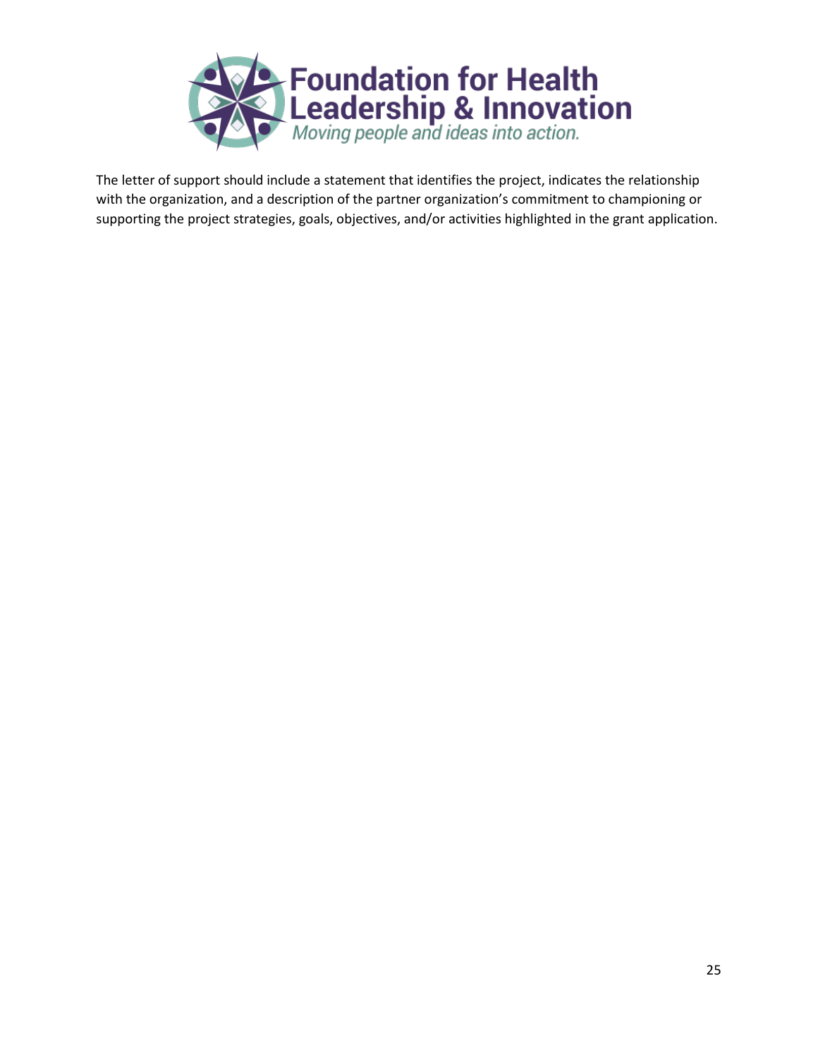The letter of support should include a statement that identifies the project, indicates the relationship with the organization, and a description of the partner organization's commitment to championing or supporting the project strategies, goals, objectives, and/or activities highlighted in the grant application.